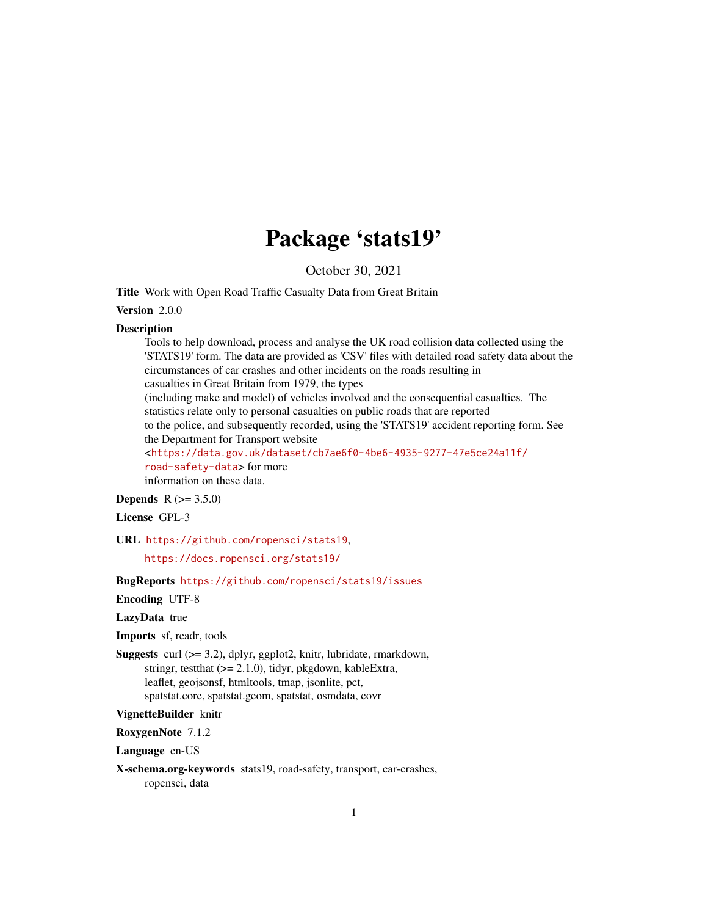# Package 'stats19'

October 30, 2021

**Title** Work with Open Road Traffic Casualty Data from Great Britain

**Version** 2.0.0

**Description**
Tools to help download, process and analyse the UK road collision data collected using the 'STATS19' form. The data are provided as 'CSV' files with detailed road safety data about the circumstances of car crashes and other incidents on the roads resulting in casualties in Great Britain from 1979, the types (including make and model) of vehicles involved and the consequential casualties. The statistics relate only to personal casualties on public roads that are reported to the police, and subsequently recorded, using the 'STATS19' accident reporting form. See the Department for Transport website <https://data.gov.uk/dataset/cb7ae6f0-4be6-4935-9277-47e5ce24a11f/road-safety-data> for more information on these data.

**Depends** R (>= 3.5.0)

**License** GPL-3

**URL** https://github.com/ropensci/stats19, https://docs.ropensci.org/stats19/

**BugReports** https://github.com/ropensci/stats19/issues

**Encoding** UTF-8

**LazyData** true

**Imports** sf, readr, tools

**Suggests** curl (>= 3.2), dplyr, ggplot2, knitr, lubridate, rmarkdown, stringr, testthat (>= 2.1.0), tidyr, pkgdown, kableExtra, leaflet, geojsonsf, htmltools, tmap, jsonlite, pct, spatstat.core, spatstat.geom, spatstat, osmdata, covr

**VignetteBuilder** knitr

**RoxygenNote** 7.1.2

**Language** en-US

**X-schema.org-keywords** stats19, road-safety, transport, car-crashes, ropensci, data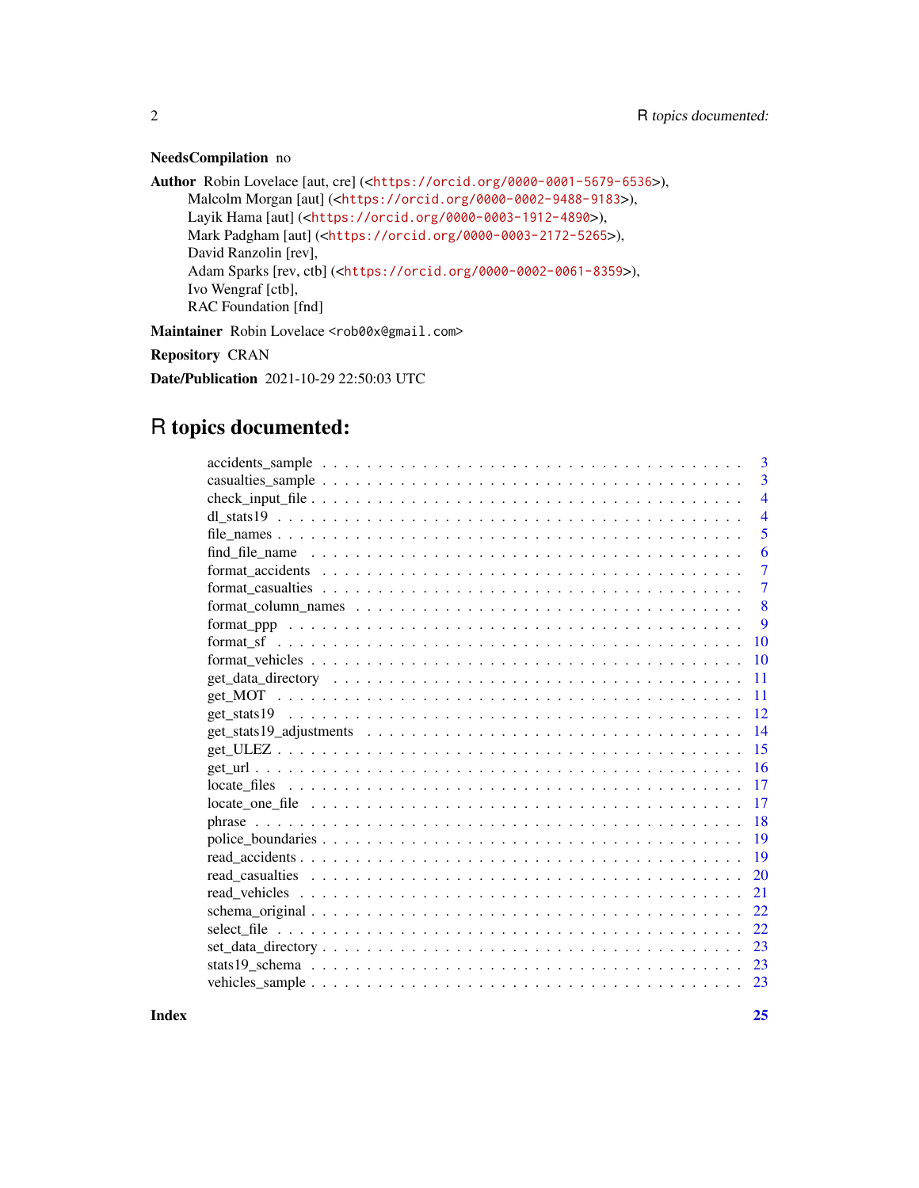**NeedsCompilation** no

**Author** Robin Lovelace [aut, cre] (<https://orcid.org/0000-0001-5679-6536>),
Malcolm Morgan [aut] (<https://orcid.org/0000-0002-9488-9183>),
Layik Hama [aut] (<https://orcid.org/0000-0003-1912-4890>),
Mark Padgham [aut] (<https://orcid.org/0000-0003-2172-5265>),
David Ranzolin [rev],
Adam Sparks [rev, ctb] (<https://orcid.org/0000-0002-0061-8359>),
Ivo Wengraf [ctb],
RAC Foundation [fnd]

**Maintainer** Robin Lovelace <rob00x@gmail.com>

**Repository** CRAN

**Date/Publication** 2021-10-29 22:50:03 UTC

# R topics documented:

| | |
|---|---|
| accidents_sample | 3 |
| casualties_sample | 3 |
| check_input_file | 4 |
| dl_stats19 | 4 |
| file_names | 5 |
| find_file_name | 6 |
| format_accidents | 7 |
| format_casualties | 7 |
| format_column_names | 8 |
| format_ppp | 9 |
| format_sf | 10 |
| format_vehicles | 10 |
| get_data_directory | 11 |
| get_MOT | 11 |
| get_stats19 | 12 |
| get_stats19_adjustments | 14 |
| get_ULEZ | 15 |
| get_url | 16 |
| locate_files | 17 |
| locate_one_file | 17 |
| phrase | 18 |
| police_boundaries | 19 |
| read_accidents | 19 |
| read_casualties | 20 |
| read_vehicles | 21 |
| schema_original | 22 |
| select_file | 22 |
| set_data_directory | 23 |
| stats19_schema | 23 |
| vehicles_sample | 23 |

**Index** **25**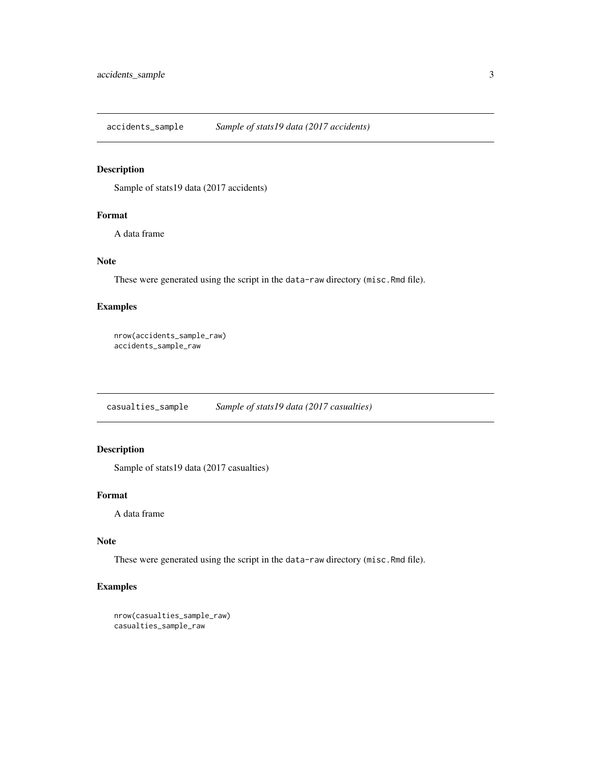## accidents_sample *Sample of stats19 data (2017 accidents)*

### Description

Sample of stats19 data (2017 accidents)

### Format

A data frame

### Note

These were generated using the script in the `data-raw` directory (`misc.Rmd` file).

### Examples

```
nrow(accidents_sample_raw)
accidents_sample_raw
```

## casualties_sample *Sample of stats19 data (2017 casualties)*

### Description

Sample of stats19 data (2017 casualties)

### Format

A data frame

### Note

These were generated using the script in the `data-raw` directory (`misc.Rmd` file).

### Examples

```
nrow(casualties_sample_raw)
casualties_sample_raw
```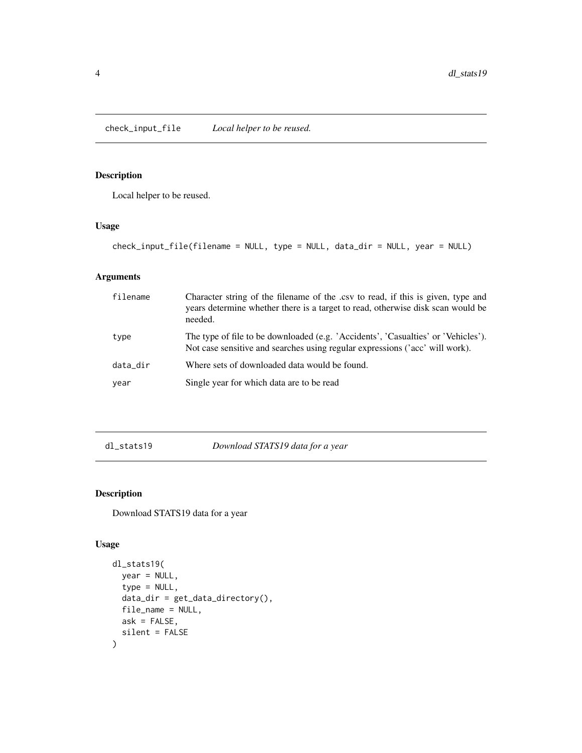## check_input_file    *Local helper to be reused.*

### Description

Local helper to be reused.

### Usage

```
check_input_file(filename = NULL, type = NULL, data_dir = NULL, year = NULL)
```

### Arguments

| | |
|---|---|
| filename | Character string of the filename of the .csv to read, if this is given, type and years determine whether there is a target to read, otherwise disk scan would be needed. |
| type | The type of file to be downloaded (e.g. 'Accidents', 'Casualties' or 'Vehicles'). Not case sensitive and searches using regular expressions ('acc' will work). |
| data_dir | Where sets of downloaded data would be found. |
| year | Single year for which data are to be read |

## dl_stats19    *Download STATS19 data for a year*

### Description

Download STATS19 data for a year

### Usage

```
dl_stats19(
  year = NULL,
  type = NULL,
  data_dir = get_data_directory(),
  file_name = NULL,
  ask = FALSE,
  silent = FALSE
)
```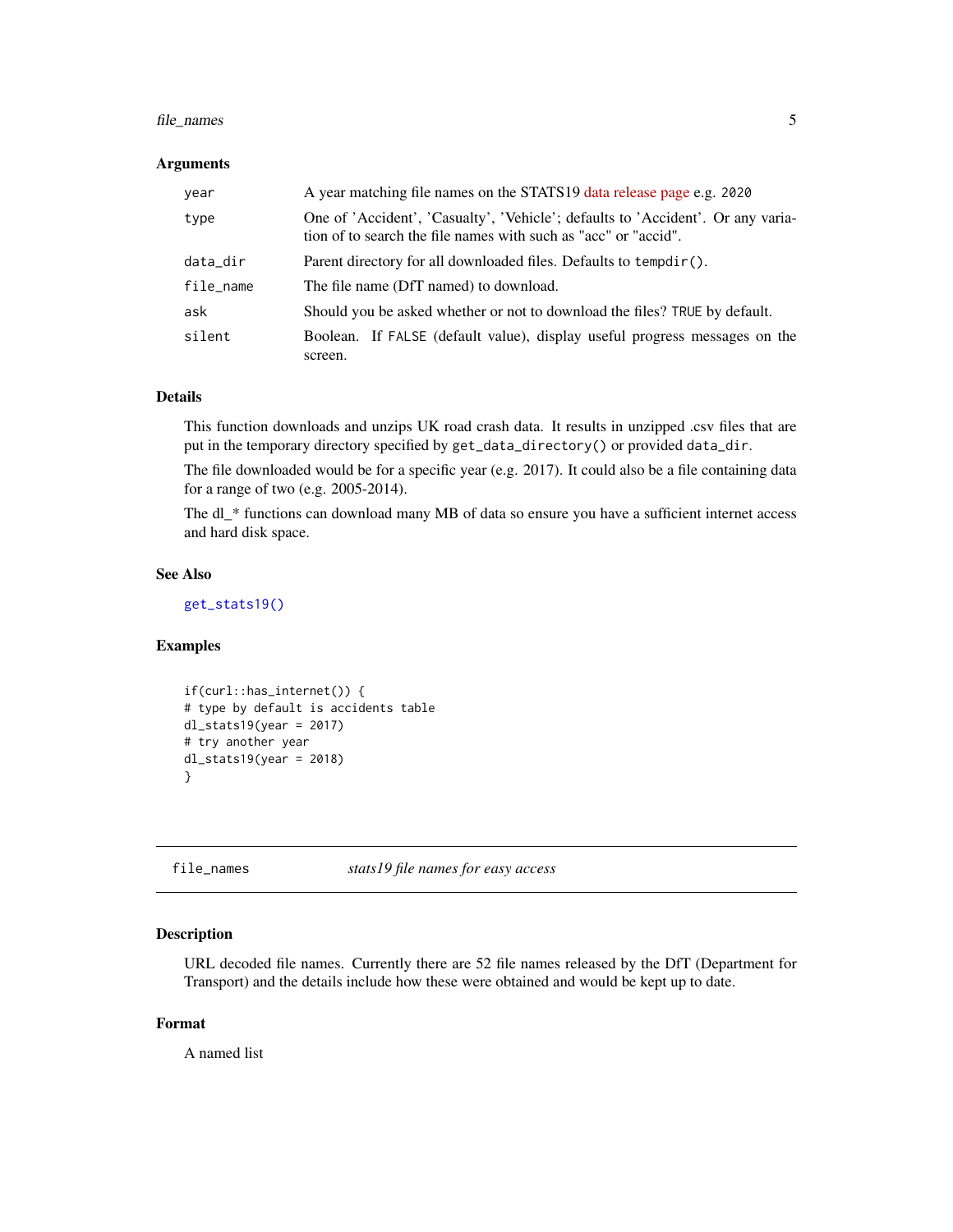### Arguments

| | |
|---|---|
| `year` | A year matching file names on the STATS19 data release page e.g. `2020` |
| `type` | One of 'Accident', 'Casualty', 'Vehicle'; defaults to 'Accident'. Or any variation of to search the file names with such as "acc" or "accid". |
| `data_dir` | Parent directory for all downloaded files. Defaults to `tempdir()`. |
| `file_name` | The file name (DfT named) to download. |
| `ask` | Should you be asked whether or not to download the files? `TRUE` by default. |
| `silent` | Boolean. If `FALSE` (default value), display useful progress messages on the screen. |

### Details

This function downloads and unzips UK road crash data. It results in unzipped .csv files that are put in the temporary directory specified by `get_data_directory()` or provided `data_dir`.

The file downloaded would be for a specific year (e.g. 2017). It could also be a file containing data for a range of two (e.g. 2005-2014).

The dl_* functions can download many MB of data so ensure you have a sufficient internet access and hard disk space.

### See Also

`get_stats19()`

### Examples

```
if(curl::has_internet()) {
# type by default is accidents table
dl_stats19(year = 2017)
# try another year
dl_stats19(year = 2018)
}
```

---

## file_names — *stats19 file names for easy access*

### Description

URL decoded file names. Currently there are 52 file names released by the DfT (Department for Transport) and the details include how these were obtained and would be kept up to date.

### Format

A named list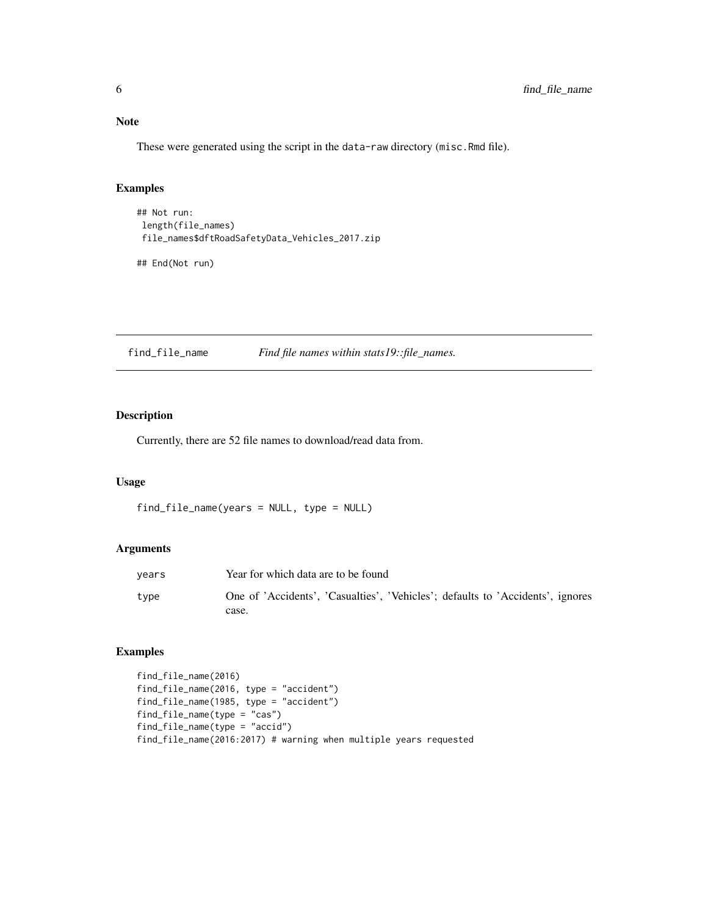## Note

These were generated using the script in the data-raw directory (misc.Rmd file).

## Examples

```
## Not run:
 length(file_names)
 file_names$dftRoadSafetyData_Vehicles_2017.zip

## End(Not run)
```

---

# find_file_name *Find file names within stats19::file_names.*

---

## Description

Currently, there are 52 file names to download/read data from.

## Usage

```
find_file_name(years = NULL, type = NULL)
```

## Arguments

| | |
|---|---|
| years | Year for which data are to be found |
| type | One of 'Accidents', 'Casualties', 'Vehicles'; defaults to 'Accidents', ignores case. |

## Examples

```
find_file_name(2016)
find_file_name(2016, type = "accident")
find_file_name(1985, type = "accident")
find_file_name(type = "cas")
find_file_name(type = "accid")
find_file_name(2016:2017) # warning when multiple years requested
```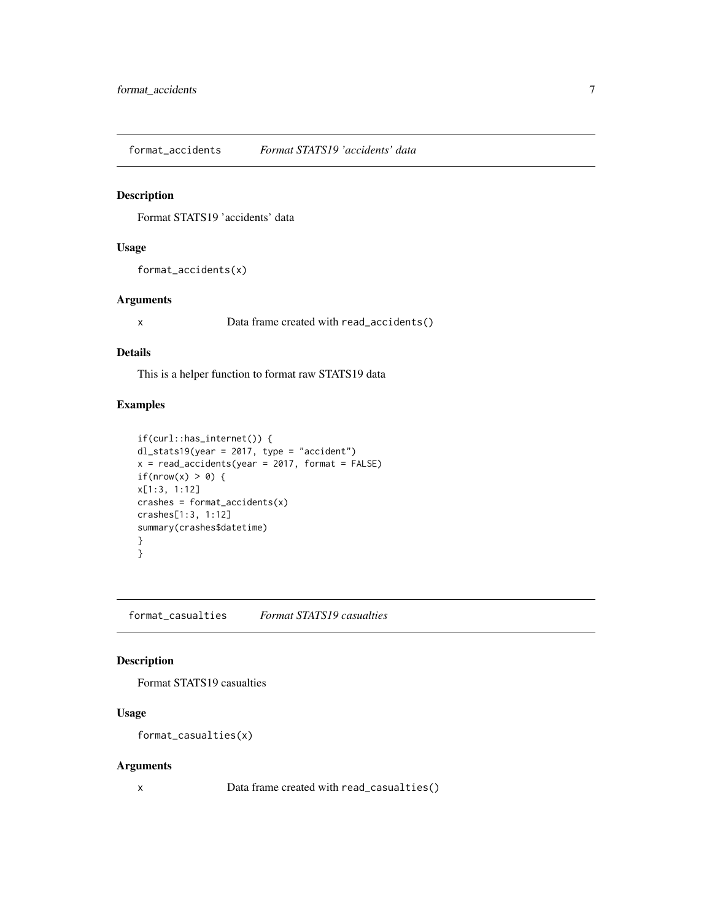## format_accidents *Format STATS19 'accidents' data*

### Description

Format STATS19 'accidents' data

### Usage

```
format_accidents(x)
```

### Arguments

x Data frame created with `read_accidents()`

### Details

This is a helper function to format raw STATS19 data

### Examples

```
if(curl::has_internet()) {
dl_stats19(year = 2017, type = "accident")
x = read_accidents(year = 2017, format = FALSE)
if(nrow(x) > 0) {
x[1:3, 1:12]
crashes = format_accidents(x)
crashes[1:3, 1:12]
summary(crashes$datetime)
}
}
```

## format_casualties *Format STATS19 casualties*

### Description

Format STATS19 casualties

### Usage

```
format_casualties(x)
```

### Arguments

x Data frame created with `read_casualties()`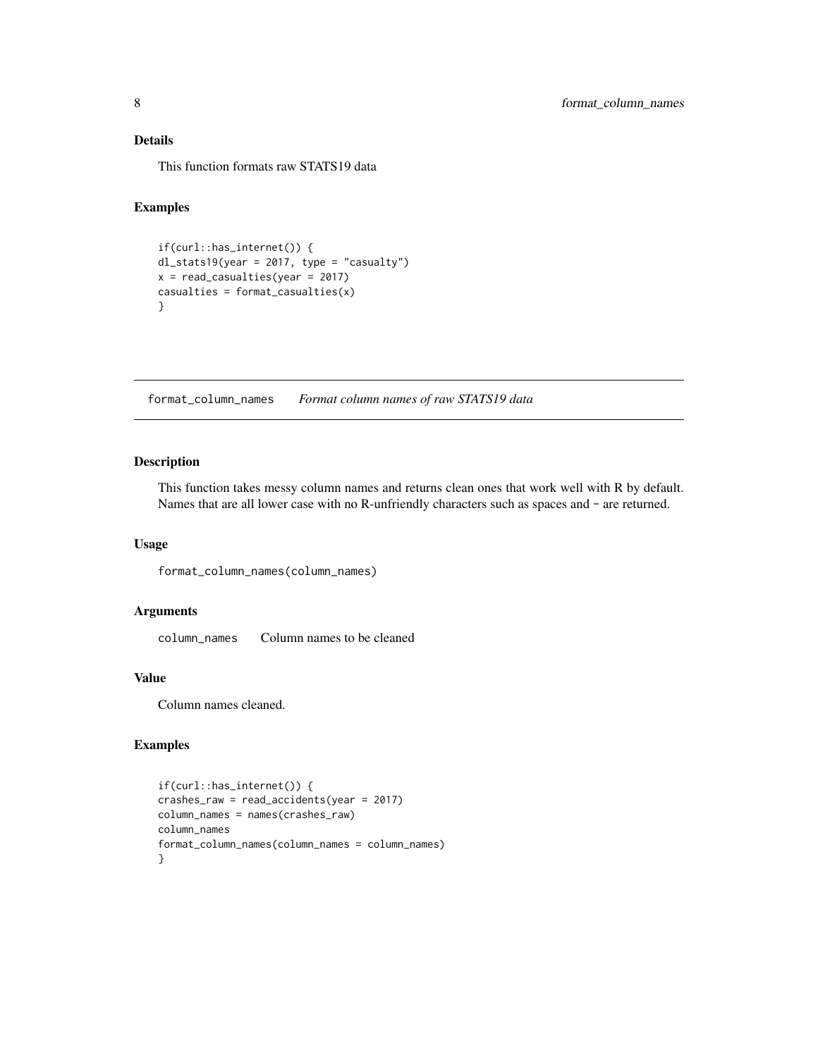### Details

This function formats raw STATS19 data

### Examples

```
if(curl::has_internet()) {
dl_stats19(year = 2017, type = "casualty")
x = read_casualties(year = 2017)
casualties = format_casualties(x)
}
```

## format_column_names    *Format column names of raw STATS19 data*

### Description

This function takes messy column names and returns clean ones that work well with R by default. Names that are all lower case with no R-unfriendly characters such as spaces and - are returned.

### Usage

```
format_column_names(column_names)
```

### Arguments

| | |
|---|---|
| column_names | Column names to be cleaned |

### Value

Column names cleaned.

### Examples

```
if(curl::has_internet()) {
crashes_raw = read_accidents(year = 2017)
column_names = names(crashes_raw)
column_names
format_column_names(column_names = column_names)
}
```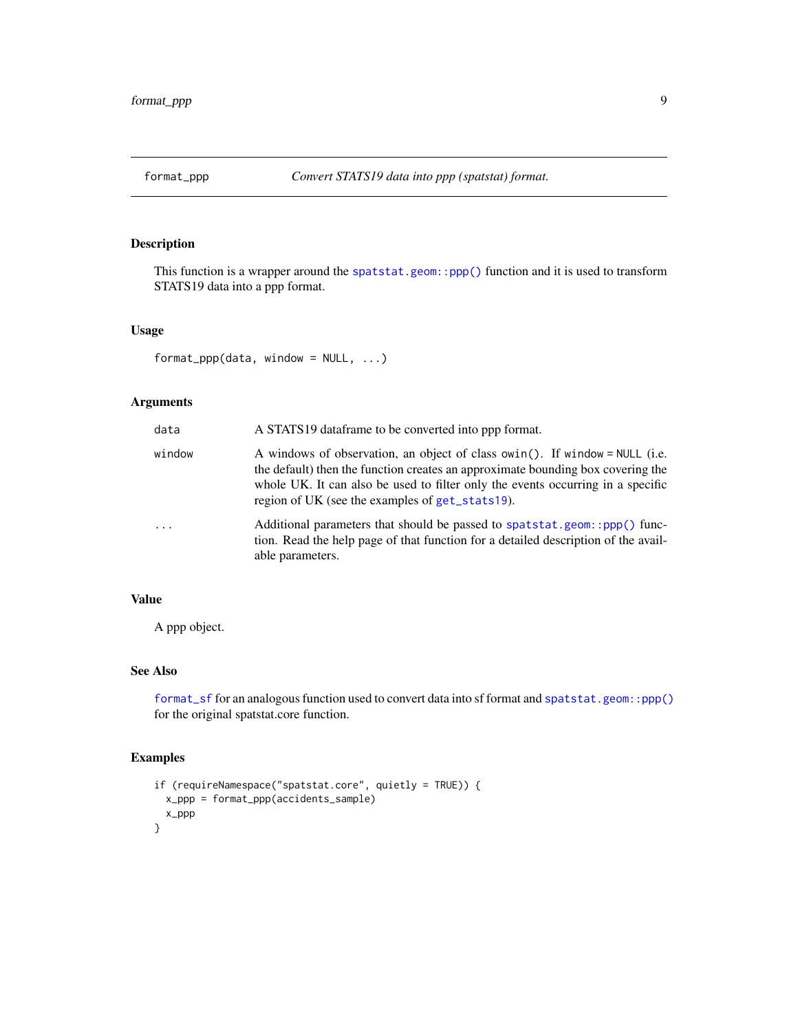# format_ppp — Convert STATS19 data into ppp (spatstat) format.

## Description

This function is a wrapper around the spatstat.geom::ppp() function and it is used to transform STATS19 data into a ppp format.

## Usage

```
format_ppp(data, window = NULL, ...)
```

## Arguments

| | |
|---|---|
| data | A STATS19 dataframe to be converted into ppp format. |
| window | A windows of observation, an object of class owin(). If window = NULL (i.e. the default) then the function creates an approximate bounding box covering the whole UK. It can also be used to filter only the events occurring in a specific region of UK (see the examples of get_stats19). |
| ... | Additional parameters that should be passed to spatstat.geom::ppp() function. Read the help page of that function for a detailed description of the available parameters. |

## Value

A ppp object.

## See Also

format_sf for an analogous function used to convert data into sf format and spatstat.geom::ppp() for the original spatstat.core function.

## Examples

```
if (requireNamespace("spatstat.core", quietly = TRUE)) {
  x_ppp = format_ppp(accidents_sample)
  x_ppp
}
```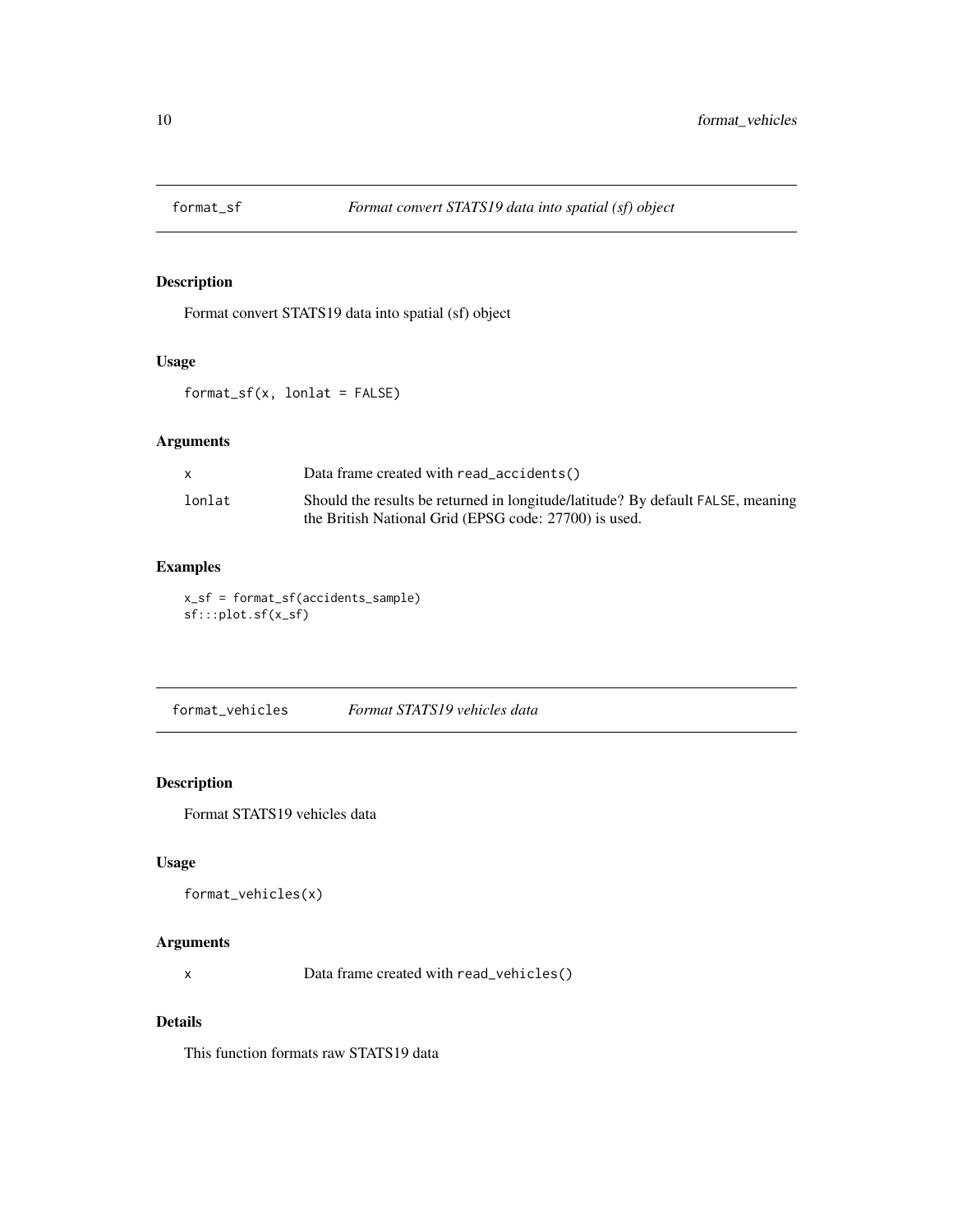## format_sf — *Format convert STATS19 data into spatial (sf) object*

### Description

Format convert STATS19 data into spatial (sf) object

### Usage

```
format_sf(x, lonlat = FALSE)
```

### Arguments

| | |
|---|---|
| x | Data frame created with `read_accidents()` |
| lonlat | Should the results be returned in longitude/latitude? By default `FALSE`, meaning the British National Grid (EPSG code: 27700) is used. |

### Examples

```
x_sf = format_sf(accidents_sample)
sf:::plot.sf(x_sf)
```

## format_vehicles — *Format STATS19 vehicles data*

### Description

Format STATS19 vehicles data

### Usage

```
format_vehicles(x)
```

### Arguments

| | |
|---|---|
| x | Data frame created with `read_vehicles()` |

### Details

This function formats raw STATS19 data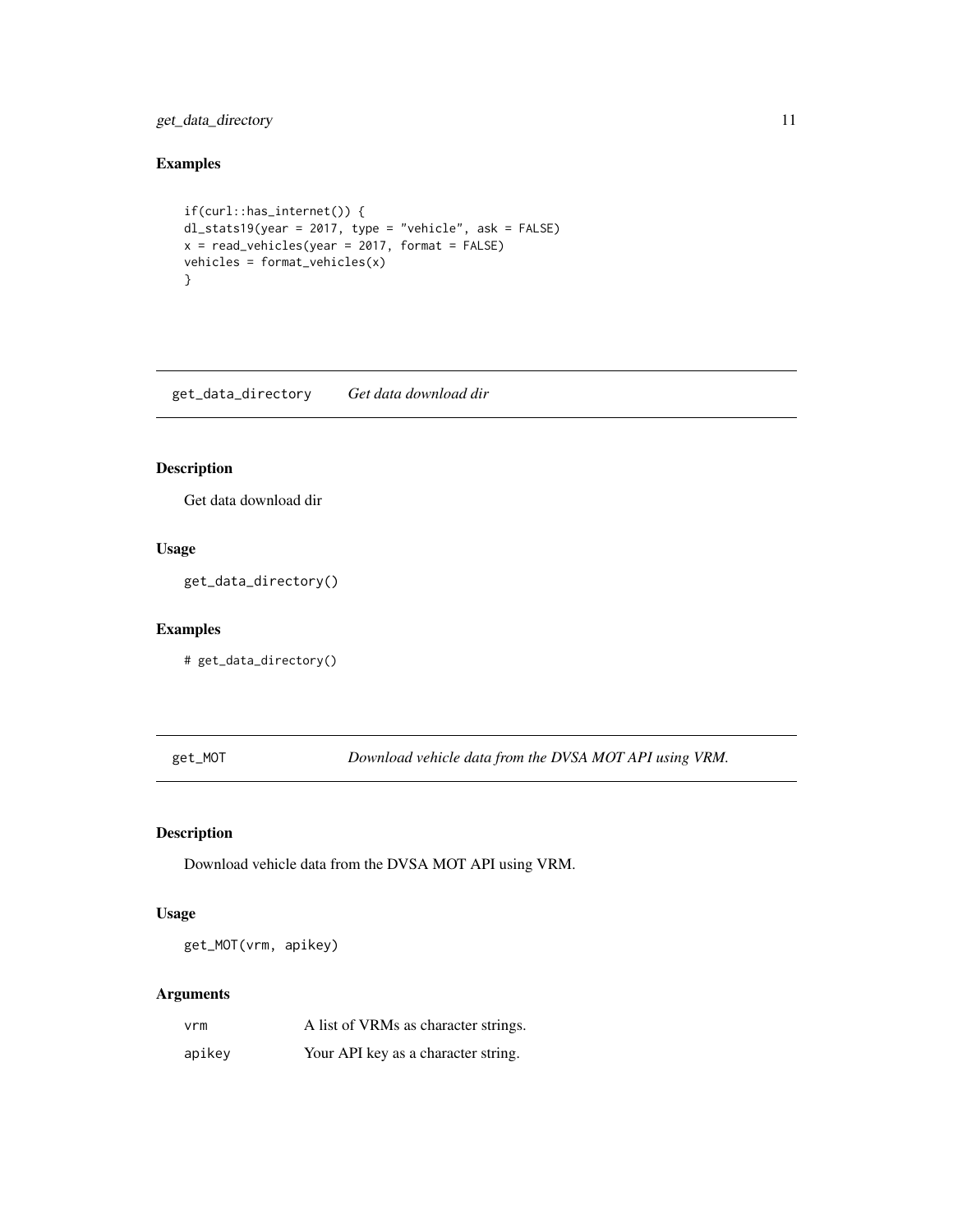## Examples

```
if(curl::has_internet()) {
dl_stats19(year = 2017, type = "vehicle", ask = FALSE)
x = read_vehicles(year = 2017, format = FALSE)
vehicles = format_vehicles(x)
}
```

---

# get_data_directory    *Get data download dir*

---

## Description

Get data download dir

## Usage

```
get_data_directory()
```

## Examples

```
# get_data_directory()
```

---

# get_MOT    *Download vehicle data from the DVSA MOT API using VRM.*

---

## Description

Download vehicle data from the DVSA MOT API using VRM.

## Usage

```
get_MOT(vrm, apikey)
```

## Arguments

| | |
|---|---|
| `vrm` | A list of VRMs as character strings. |
| `apikey` | Your API key as a character string. |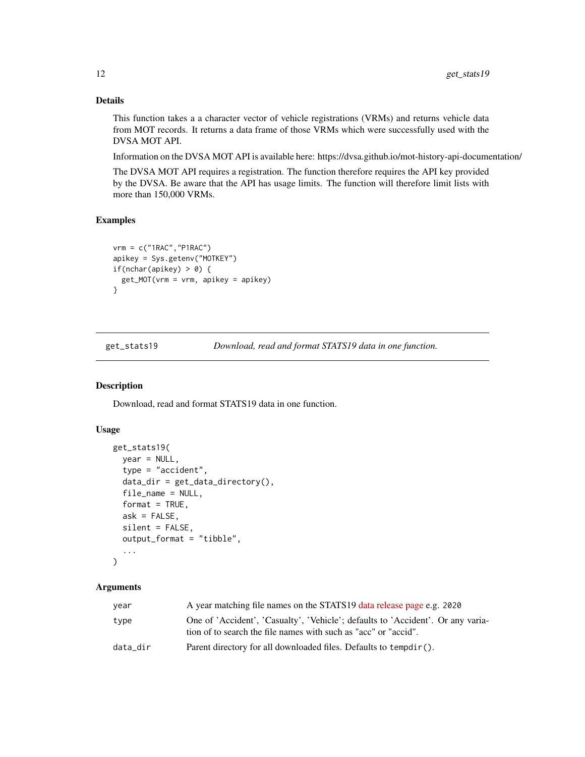### Details

This function takes a a character vector of vehicle registrations (VRMs) and returns vehicle data from MOT records. It returns a data frame of those VRMs which were successfully used with the DVSA MOT API.

Information on the DVSA MOT API is available here: https://dvsa.github.io/mot-history-api-documentation/

The DVSA MOT API requires a registration. The function therefore requires the API key provided by the DVSA. Be aware that the API has usage limits. The function will therefore limit lists with more than 150,000 VRMs.

### Examples

```
vrm = c("1RAC","P1RAC")
apikey = Sys.getenv("MOTKEY")
if(nchar(apikey) > 0) {
  get_MOT(vrm = vrm, apikey = apikey)
}
```

---

## get_stats19 — *Download, read and format STATS19 data in one function.*

---

### Description

Download, read and format STATS19 data in one function.

### Usage

```
get_stats19(
  year = NULL,
  type = "accident",
  data_dir = get_data_directory(),
  file_name = NULL,
  format = TRUE,
  ask = FALSE,
  silent = FALSE,
  output_format = "tibble",
  ...
)
```

### Arguments

| | |
|---|---|
| year | A year matching file names on the STATS19 data release page e.g. `2020` |
| type | One of 'Accident', 'Casualty', 'Vehicle'; defaults to 'Accident'. Or any variation of to search the file names with such as "acc" or "accid". |
| data_dir | Parent directory for all downloaded files. Defaults to `tempdir()`. |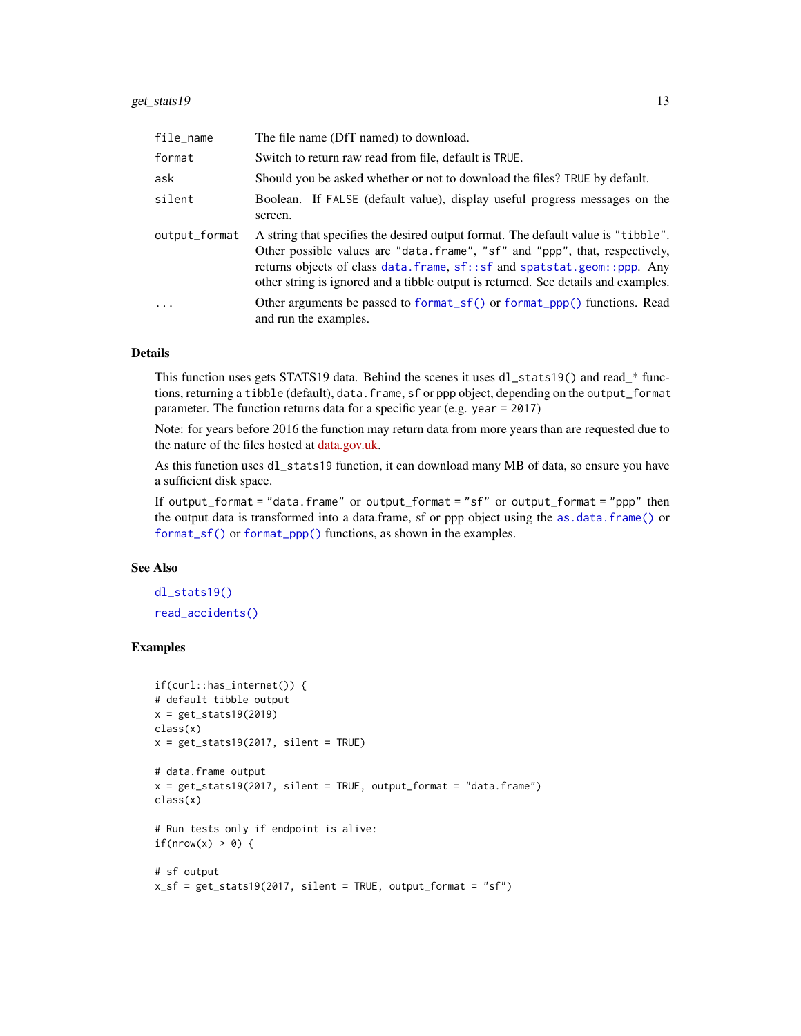| | |
|---|---|
| `file_name` | The file name (DfT named) to download. |
| `format` | Switch to return raw read from file, default is `TRUE`. |
| `ask` | Should you be asked whether or not to download the files? `TRUE` by default. |
| `silent` | Boolean. If `FALSE` (default value), display useful progress messages on the screen. |
| `output_format` | A string that specifies the desired output format. The default value is `"tibble"`. Other possible values are `"data.frame"`, `"sf"` and `"ppp"`, that, respectively, returns objects of class `data.frame`, `sf::sf` and `spatstat.geom::ppp`. Any other string is ignored and a tibble output is returned. See details and examples. |
| `...` | Other arguments be passed to `format_sf()` or `format_ppp()` functions. Read and run the examples. |

## Details

This function uses gets STATS19 data. Behind the scenes it uses `dl_stats19()` and read_* functions, returning a `tibble` (default), `data.frame`, `sf` or `ppp` object, depending on the `output_format` parameter. The function returns data for a specific year (e.g. `year = 2017`)

Note: for years before 2016 the function may return data from more years than are requested due to the nature of the files hosted at data.gov.uk.

As this function uses `dl_stats19` function, it can download many MB of data, so ensure you have a sufficient disk space.

If `output_format = "data.frame"` or `output_format = "sf"` or `output_format = "ppp"` then the output data is transformed into a data.frame, sf or ppp object using the `as.data.frame()` or `format_sf()` or `format_ppp()` functions, as shown in the examples.

## See Also

`dl_stats19()`

`read_accidents()`

## Examples

```
if(curl::has_internet()) {
# default tibble output
x = get_stats19(2019)
class(x)
x = get_stats19(2017, silent = TRUE)

# data.frame output
x = get_stats19(2017, silent = TRUE, output_format = "data.frame")
class(x)

# Run tests only if endpoint is alive:
if(nrow(x) > 0) {

# sf output
x_sf = get_stats19(2017, silent = TRUE, output_format = "sf")
```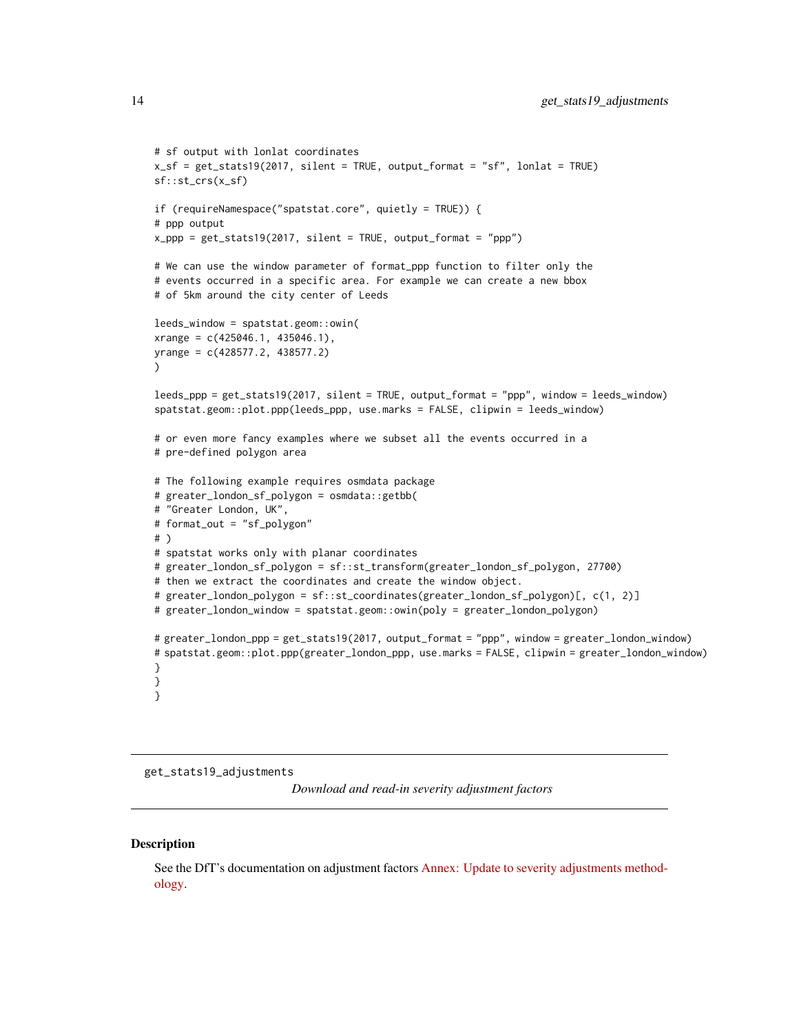```
# sf output with lonlat coordinates
x_sf = get_stats19(2017, silent = TRUE, output_format = "sf", lonlat = TRUE)
sf::st_crs(x_sf)

if (requireNamespace("spatstat.core", quietly = TRUE)) {
# ppp output
x_ppp = get_stats19(2017, silent = TRUE, output_format = "ppp")

# We can use the window parameter of format_ppp function to filter only the
# events occurred in a specific area. For example we can create a new bbox
# of 5km around the city center of Leeds

leeds_window = spatstat.geom::owin(
xrange = c(425046.1, 435046.1),
yrange = c(428577.2, 438577.2)
)

leeds_ppp = get_stats19(2017, silent = TRUE, output_format = "ppp", window = leeds_window)
spatstat.geom::plot.ppp(leeds_ppp, use.marks = FALSE, clipwin = leeds_window)

# or even more fancy examples where we subset all the events occurred in a
# pre-defined polygon area

# The following example requires osmdata package
# greater_london_sf_polygon = osmdata::getbb(
# "Greater London, UK",
# format_out = "sf_polygon"
# )
# spatstat works only with planar coordinates
# greater_london_sf_polygon = sf::st_transform(greater_london_sf_polygon, 27700)
# then we extract the coordinates and create the window object.
# greater_london_polygon = sf::st_coordinates(greater_london_sf_polygon)[, c(1, 2)]
# greater_london_window = spatstat.geom::owin(poly = greater_london_polygon)

# greater_london_ppp = get_stats19(2017, output_format = "ppp", window = greater_london_window)
# spatstat.geom::plot.ppp(greater_london_ppp, use.marks = FALSE, clipwin = greater_london_window)
}
}
}
```

## get_stats19_adjustments

*Download and read-in severity adjustment factors*

### Description

See the DfT's documentation on adjustment factors Annex: Update to severity adjustments methodology.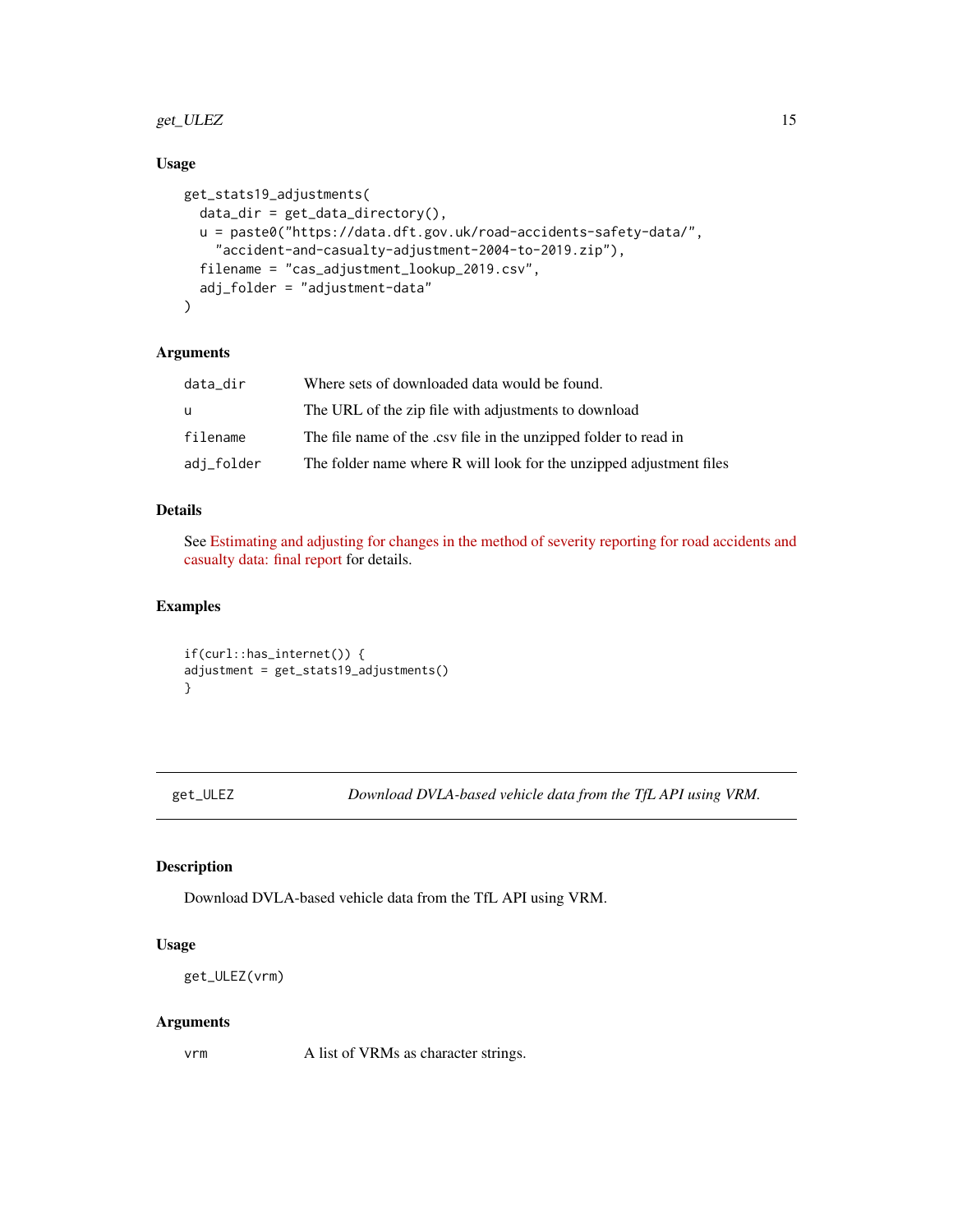### Usage

```
get_stats19_adjustments(
  data_dir = get_data_directory(),
  u = paste0("https://data.dft.gov.uk/road-accidents-safety-data/",
    "accident-and-casualty-adjustment-2004-to-2019.zip"),
  filename = "cas_adjustment_lookup_2019.csv",
  adj_folder = "adjustment-data"
)
```

### Arguments

| | |
|---|---|
| data_dir | Where sets of downloaded data would be found. |
| u | The URL of the zip file with adjustments to download |
| filename | The file name of the .csv file in the unzipped folder to read in |
| adj_folder | The folder name where R will look for the unzipped adjustment files |

### Details

See Estimating and adjusting for changes in the method of severity reporting for road accidents and casualty data: final report for details.

### Examples

```
if(curl::has_internet()) {
adjustment = get_stats19_adjustments()
}
```

---

## get_ULEZ — *Download DVLA-based vehicle data from the TfL API using VRM.*

---

### Description

Download DVLA-based vehicle data from the TfL API using VRM.

### Usage

```
get_ULEZ(vrm)
```

### Arguments

| | |
|---|---|
| vrm | A list of VRMs as character strings. |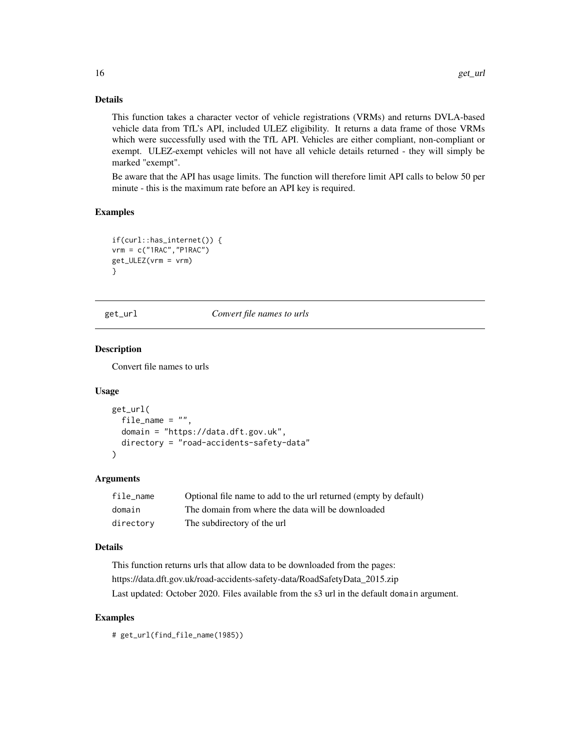### Details

This function takes a character vector of vehicle registrations (VRMs) and returns DVLA-based vehicle data from TfL's API, included ULEZ eligibility. It returns a data frame of those VRMs which were successfully used with the TfL API. Vehicles are either compliant, non-compliant or exempt. ULEZ-exempt vehicles will not have all vehicle details returned - they will simply be marked "exempt".

Be aware that the API has usage limits. The function will therefore limit API calls to below 50 per minute - this is the maximum rate before an API key is required.

### Examples

```
if(curl::has_internet()) {
vrm = c("1RAC","P1RAC")
get_ULEZ(vrm = vrm)
}
```

## get_url — *Convert file names to urls*

### Description

Convert file names to urls

### Usage

```
get_url(
  file_name = "",
  domain = "https://data.dft.gov.uk",
  directory = "road-accidents-safety-data"
)
```

### Arguments

| | |
|---|---|
| file_name | Optional file name to add to the url returned (empty by default) |
| domain | The domain from where the data will be downloaded |
| directory | The subdirectory of the url |

### Details

This function returns urls that allow data to be downloaded from the pages:

https://data.dft.gov.uk/road-accidents-safety-data/RoadSafetyData_2015.zip

Last updated: October 2020. Files available from the s3 url in the default `domain` argument.

### Examples

```
# get_url(find_file_name(1985))
```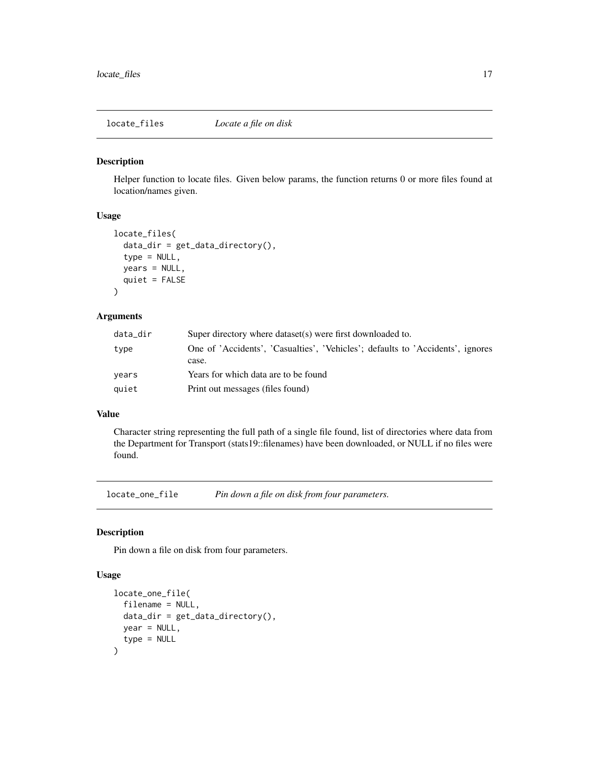## locate_files *Locate a file on disk*

### Description

Helper function to locate files. Given below params, the function returns 0 or more files found at location/names given.

### Usage

```
locate_files(
  data_dir = get_data_directory(),
  type = NULL,
  years = NULL,
  quiet = FALSE
)
```

### Arguments

| | |
|---|---|
| data_dir | Super directory where dataset(s) were first downloaded to. |
| type | One of 'Accidents', 'Casualties', 'Vehicles'; defaults to 'Accidents', ignores case. |
| years | Years for which data are to be found |
| quiet | Print out messages (files found) |

### Value

Character string representing the full path of a single file found, list of directories where data from the Department for Transport (stats19::filenames) have been downloaded, or NULL if no files were found.

## locate_one_file *Pin down a file on disk from four parameters.*

### Description

Pin down a file on disk from four parameters.

### Usage

```
locate_one_file(
  filename = NULL,
  data_dir = get_data_directory(),
  year = NULL,
  type = NULL
)
```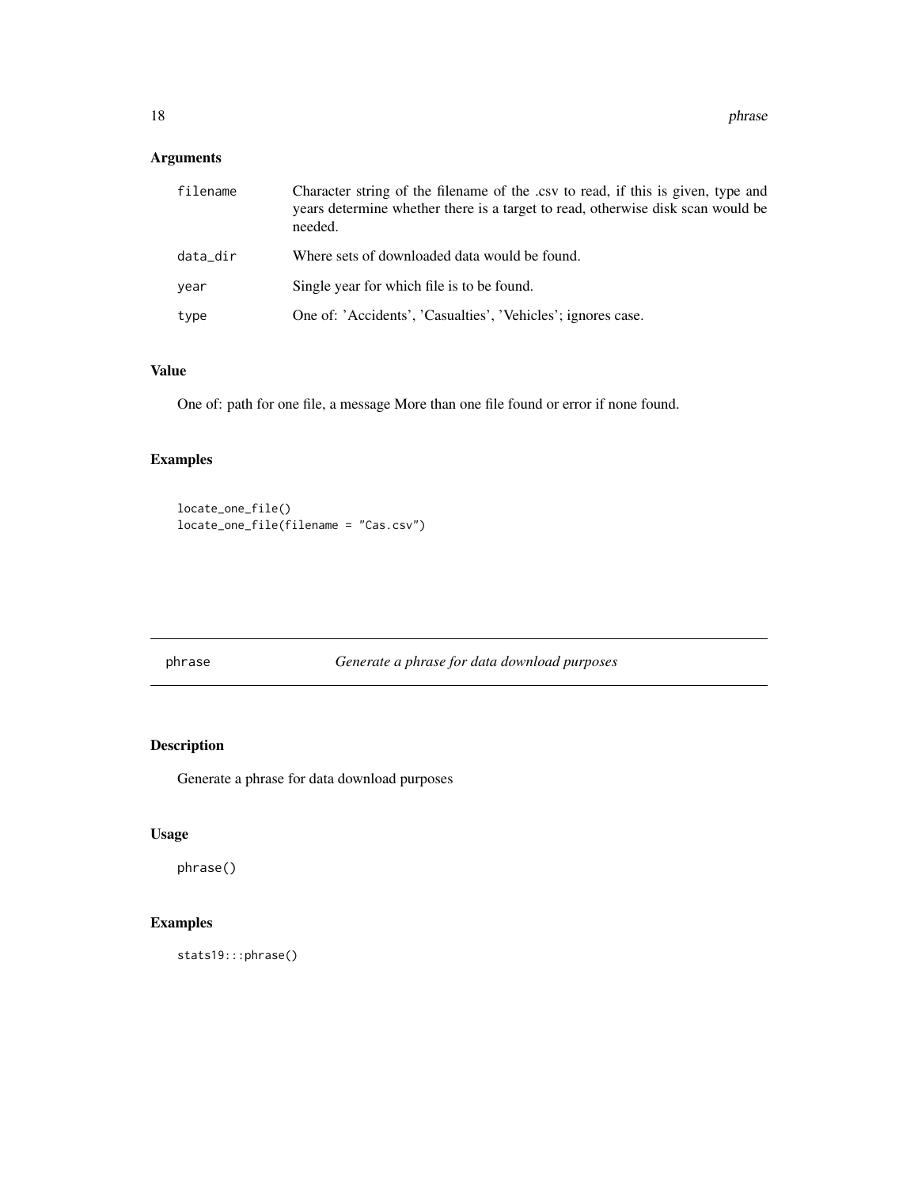## Arguments

| | |
|---|---|
| filename | Character string of the filename of the .csv to read, if this is given, type and years determine whether there is a target to read, otherwise disk scan would be needed. |
| data_dir | Where sets of downloaded data would be found. |
| year | Single year for which file is to be found. |
| type | One of: 'Accidents', 'Casualties', 'Vehicles'; ignores case. |

## Value

One of: path for one file, a message More than one file found or error if none found.

## Examples

```
locate_one_file()
locate_one_file(filename = "Cas.csv")
```

---

# phrase — *Generate a phrase for data download purposes*

## Description

Generate a phrase for data download purposes

## Usage

```
phrase()
```

## Examples

```
stats19:::phrase()
```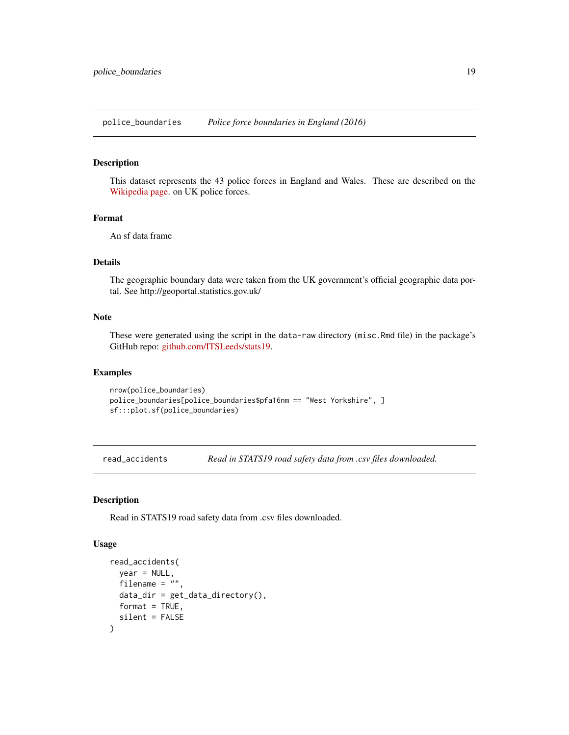## police_boundaries — *Police force boundaries in England (2016)*

### Description

This dataset represents the 43 police forces in England and Wales. These are described on the Wikipedia page. on UK police forces.

### Format

An sf data frame

### Details

The geographic boundary data were taken from the UK government's official geographic data portal. See http://geoportal.statistics.gov.uk/

### Note

These were generated using the script in the `data-raw` directory (`misc.Rmd` file) in the package's GitHub repo: github.com/ITSLeeds/stats19.

### Examples

```
nrow(police_boundaries)
police_boundaries[police_boundaries$pfa16nm == "West Yorkshire", ]
sf:::plot.sf(police_boundaries)
```

## read_accidents — *Read in STATS19 road safety data from .csv files downloaded.*

### Description

Read in STATS19 road safety data from .csv files downloaded.

### Usage

```
read_accidents(
  year = NULL,
  filename = "",
  data_dir = get_data_directory(),
  format = TRUE,
  silent = FALSE
)
```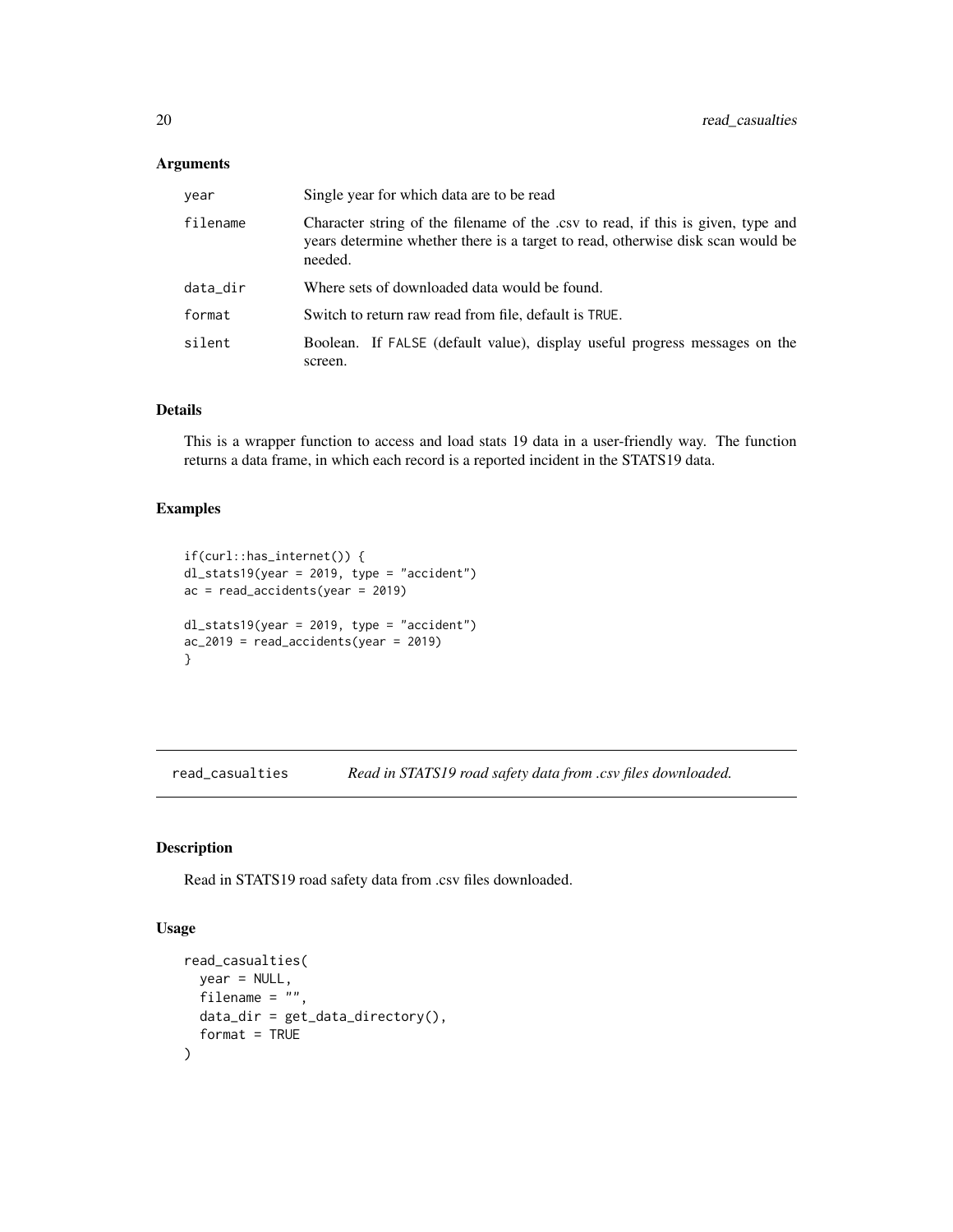### Arguments

| | |
|---|---|
| `year` | Single year for which data are to be read |
| `filename` | Character string of the filename of the .csv to read, if this is given, type and years determine whether there is a target to read, otherwise disk scan would be needed. |
| `data_dir` | Where sets of downloaded data would be found. |
| `format` | Switch to return raw read from file, default is `TRUE`. |
| `silent` | Boolean. If `FALSE` (default value), display useful progress messages on the screen. |

### Details

This is a wrapper function to access and load stats 19 data in a user-friendly way. The function returns a data frame, in which each record is a reported incident in the STATS19 data.

### Examples

```
if(curl::has_internet()) {
dl_stats19(year = 2019, type = "accident")
ac = read_accidents(year = 2019)

dl_stats19(year = 2019, type = "accident")
ac_2019 = read_accidents(year = 2019)
}
```

---

## read_casualties — *Read in STATS19 road safety data from .csv files downloaded.*

### Description

Read in STATS19 road safety data from .csv files downloaded.

### Usage

```
read_casualties(
  year = NULL,
  filename = "",
  data_dir = get_data_directory(),
  format = TRUE
)
```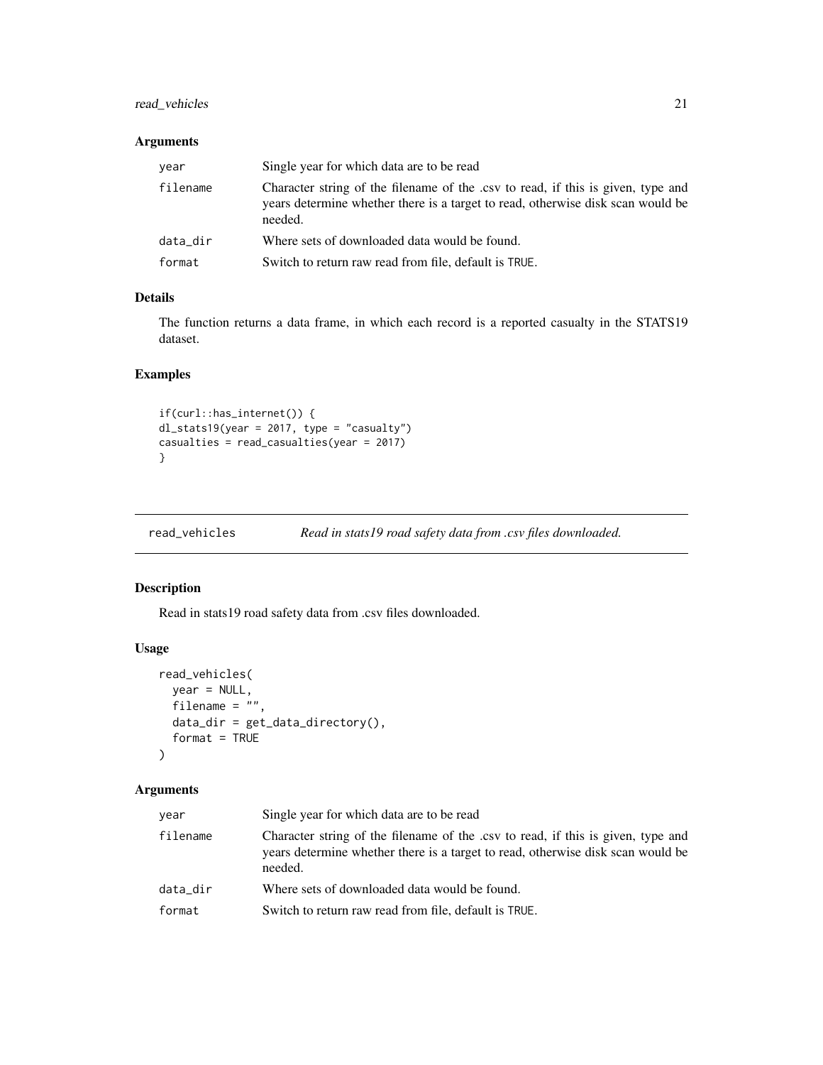### Arguments

| | |
|---|---|
| year | Single year for which data are to be read |
| filename | Character string of the filename of the .csv to read, if this is given, type and years determine whether there is a target to read, otherwise disk scan would be needed. |
| data_dir | Where sets of downloaded data would be found. |
| format | Switch to return raw read from file, default is TRUE. |

### Details

The function returns a data frame, in which each record is a reported casualty in the STATS19 dataset.

### Examples

```
if(curl::has_internet()) {
dl_stats19(year = 2017, type = "casualty")
casualties = read_casualties(year = 2017)
}
```

---

## read_vehicles — *Read in stats19 road safety data from .csv files downloaded.*

---

### Description

Read in stats19 road safety data from .csv files downloaded.

### Usage

```
read_vehicles(
  year = NULL,
  filename = "",
  data_dir = get_data_directory(),
  format = TRUE
)
```

### Arguments

| | |
|---|---|
| year | Single year for which data are to be read |
| filename | Character string of the filename of the .csv to read, if this is given, type and years determine whether there is a target to read, otherwise disk scan would be needed. |
| data_dir | Where sets of downloaded data would be found. |
| format | Switch to return raw read from file, default is TRUE. |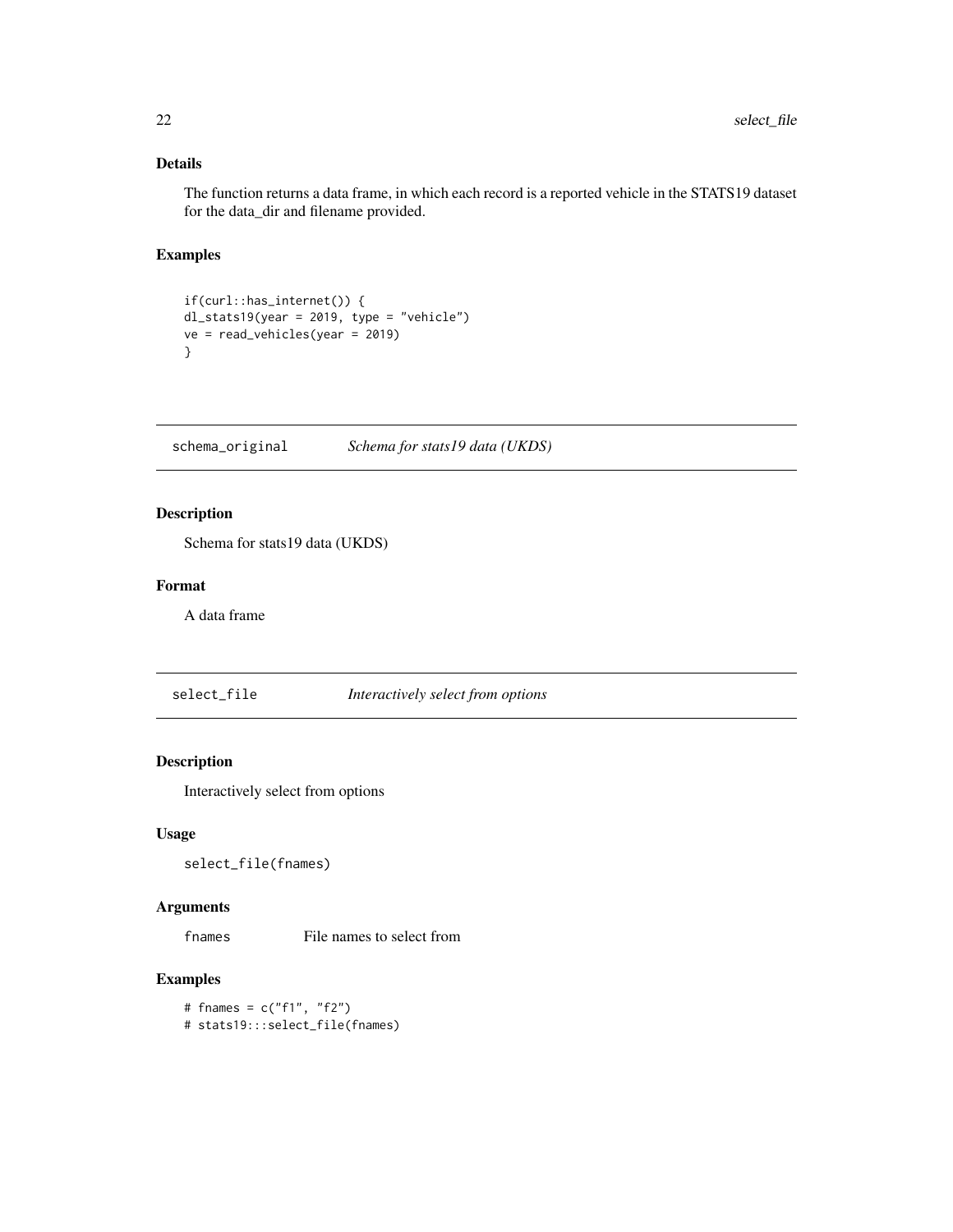### Details

The function returns a data frame, in which each record is a reported vehicle in the STATS19 dataset for the data_dir and filename provided.

### Examples

```
if(curl::has_internet()) {
dl_stats19(year = 2019, type = "vehicle")
ve = read_vehicles(year = 2019)
}
```

## schema_original — *Schema for stats19 data (UKDS)*

### Description

Schema for stats19 data (UKDS)

### Format

A data frame

## select_file — *Interactively select from options*

### Description

Interactively select from options

### Usage

```
select_file(fnames)
```

### Arguments

| | |
|---|---|
| fnames | File names to select from |

### Examples

```
# fnames = c("f1", "f2")
# stats19:::select_file(fnames)
```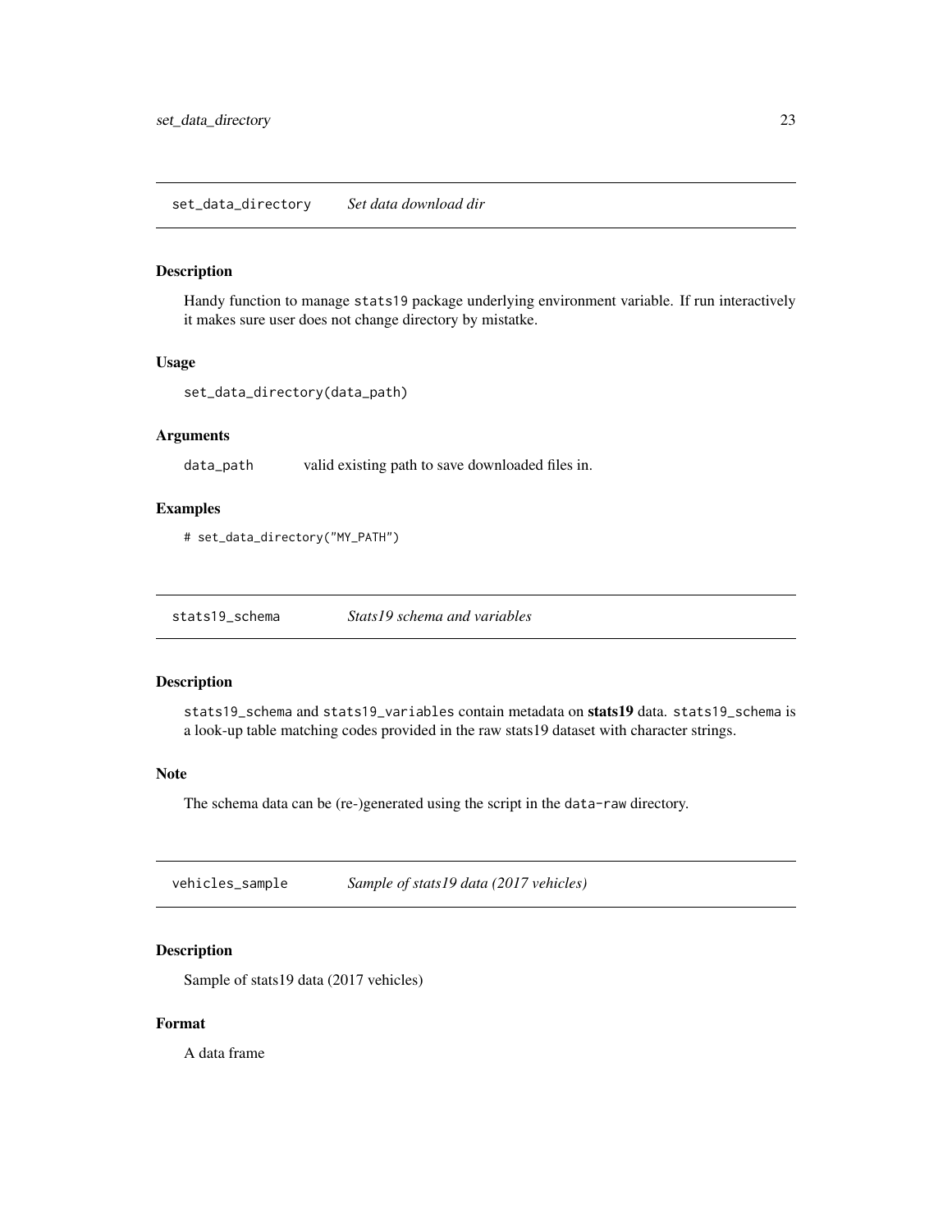## set_data_directory *Set data download dir*

### Description

Handy function to manage `stats19` package underlying environment variable. If run interactively it makes sure user does not change directory by mistatke.

### Usage

```
set_data_directory(data_path)
```

### Arguments

data_path     valid existing path to save downloaded files in.

### Examples

```
# set_data_directory("MY_PATH")
```

## stats19_schema *Stats19 schema and variables*

### Description

`stats19_schema` and `stats19_variables` contain metadata on **stats19** data. `stats19_schema` is a look-up table matching codes provided in the raw stats19 dataset with character strings.

### Note

The schema data can be (re-)generated using the script in the `data-raw` directory.

## vehicles_sample *Sample of stats19 data (2017 vehicles)*

### Description

Sample of stats19 data (2017 vehicles)

### Format

A data frame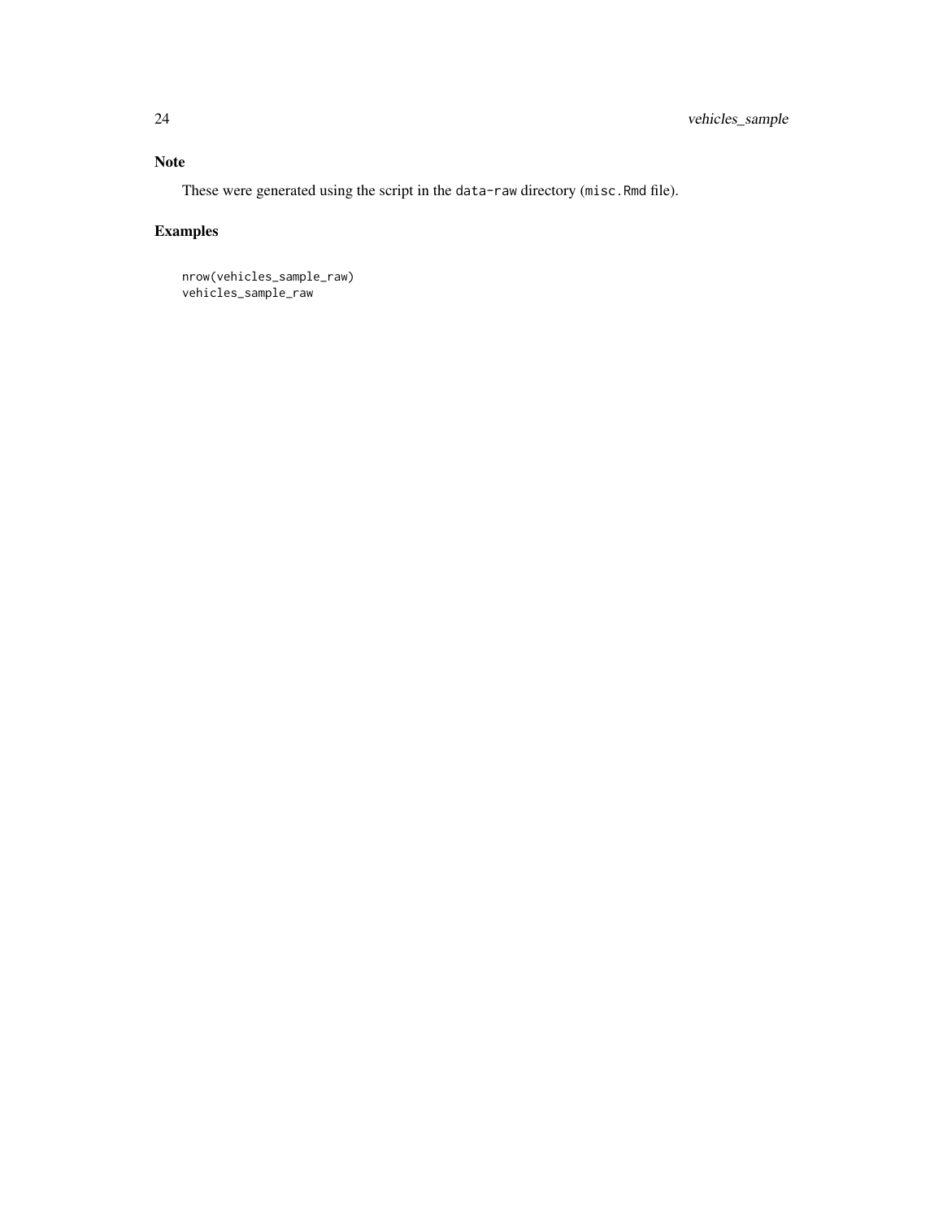## Note

These were generated using the script in the `data-raw` directory (`misc.Rmd` file).

## Examples

```
nrow(vehicles_sample_raw)
vehicles_sample_raw
```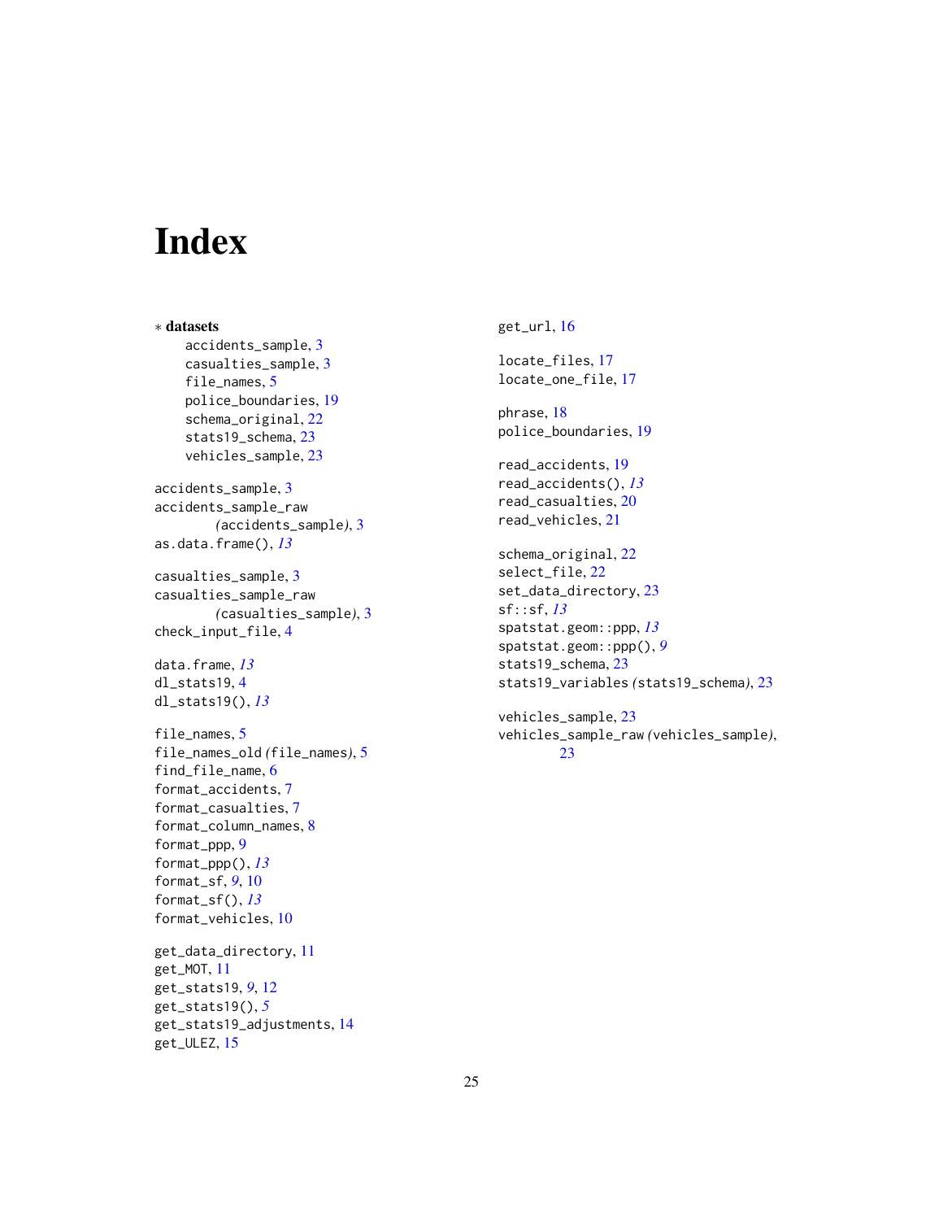# Index

∗ **datasets**

- accidents_sample, 3
- casualties_sample, 3
- file_names, 5
- police_boundaries, 19
- schema_original, 22
- stats19_schema, 23
- vehicles_sample, 23

accidents_sample, 3
accidents_sample_raw *(accidents_sample)*, 3
as.data.frame(), *13*

casualties_sample, 3
casualties_sample_raw *(casualties_sample)*, 3
check_input_file, 4

data.frame, *13*
dl_stats19, 4
dl_stats19(), *13*

file_names, 5
file_names_old *(file_names)*, 5
find_file_name, 6
format_accidents, 7
format_casualties, 7
format_column_names, 8
format_ppp, 9
format_ppp(), *13*
format_sf, *9*, 10
format_sf(), *13*
format_vehicles, 10

get_data_directory, 11
get_MOT, 11
get_stats19, *9*, 12
get_stats19(), *5*
get_stats19_adjustments, 14
get_ULEZ, 15
get_url, 16

locate_files, 17
locate_one_file, 17

phrase, 18
police_boundaries, 19

read_accidents, 19
read_accidents(), *13*
read_casualties, 20
read_vehicles, 21

schema_original, 22
select_file, 22
set_data_directory, 23
sf::sf, *13*
spatstat.geom::ppp, *13*
spatstat.geom::ppp(), *9*
stats19_schema, 23
stats19_variables *(stats19_schema)*, 23

vehicles_sample, 23
vehicles_sample_raw *(vehicles_sample)*, 23